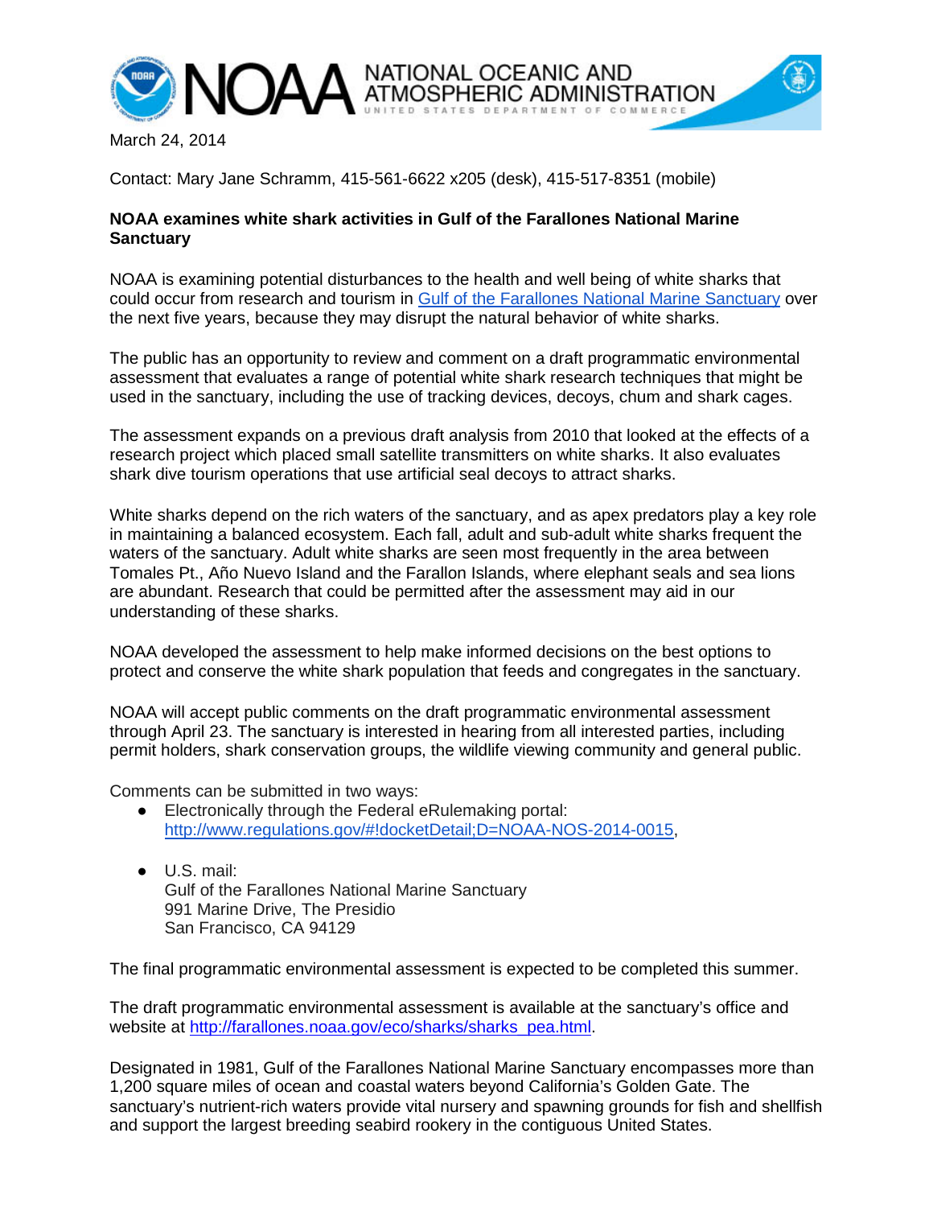NOAA NATIONAL OCEANIC AND ATMOSPHERIC ADMINISTRATION
UNITED STATES DEPARTMENT OF COMMERCE

March 24, 2014

Contact: Mary Jane Schramm, 415-561-6622 x205 (desk), 415-517-8351 (mobile)

**NOAA examines white shark activities in Gulf of the Farallones National Marine Sanctuary**

NOAA is examining potential disturbances to the health and well being of white sharks that could occur from research and tourism in [Gulf of the Farallones National Marine Sanctuary]() over the next five years, because they may disrupt the natural behavior of white sharks.

The public has an opportunity to review and comment on a draft programmatic environmental assessment that evaluates a range of potential white shark research techniques that might be used in the sanctuary, including the use of tracking devices, decoys, chum and shark cages.

The assessment expands on a previous draft analysis from 2010 that looked at the effects of a research project which placed small satellite transmitters on white sharks. It also evaluates shark dive tourism operations that use artificial seal decoys to attract sharks.

White sharks depend on the rich waters of the sanctuary, and as apex predators play a key role in maintaining a balanced ecosystem. Each fall, adult and sub-adult white sharks frequent the waters of the sanctuary. Adult white sharks are seen most frequently in the area between Tomales Pt., Año Nuevo Island and the Farallon Islands, where elephant seals and sea lions are abundant. Research that could be permitted after the assessment may aid in our understanding of these sharks.

NOAA developed the assessment to help make informed decisions on the best options to protect and conserve the white shark population that feeds and congregates in the sanctuary.

NOAA will accept public comments on the draft programmatic environmental assessment through April 23. The sanctuary is interested in hearing from all interested parties, including permit holders, shark conservation groups, the wildlife viewing community and general public.

Comments can be submitted in two ways:

- Electronically through the Federal eRulemaking portal: http://www.regulations.gov/#!docketDetail;D=NOAA-NOS-2014-0015,
- U.S. mail:
  Gulf of the Farallones National Marine Sanctuary
  991 Marine Drive, The Presidio
  San Francisco, CA 94129

The final programmatic environmental assessment is expected to be completed this summer.

The draft programmatic environmental assessment is available at the sanctuary's office and website at http://farallones.noaa.gov/eco/sharks/sharks_pea.html.

Designated in 1981, Gulf of the Farallones National Marine Sanctuary encompasses more than 1,200 square miles of ocean and coastal waters beyond California's Golden Gate. The sanctuary's nutrient-rich waters provide vital nursery and spawning grounds for fish and shellfish and support the largest breeding seabird rookery in the contiguous United States.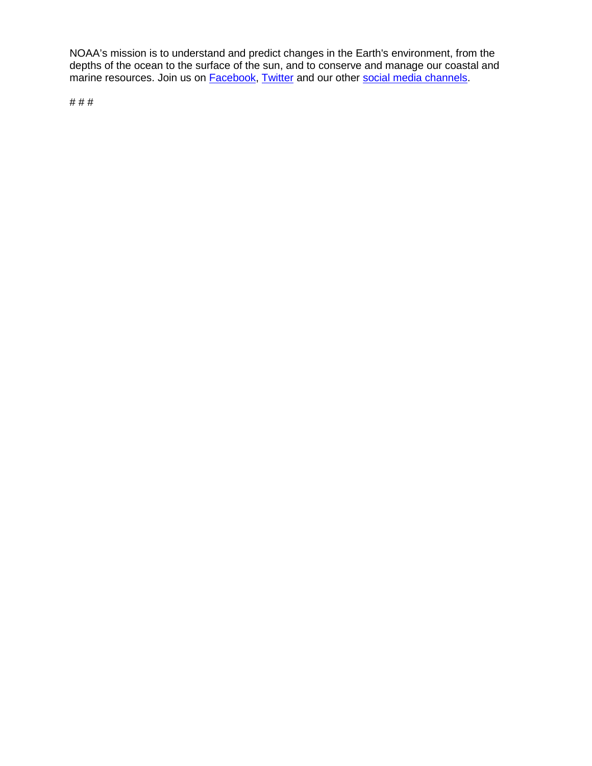NOAA's mission is to understand and predict changes in the Earth's environment, from the depths of the ocean to the surface of the sun, and to conserve and manage our coastal and marine resources. Join us on Facebook, Twitter and our other social media channels.

# # #